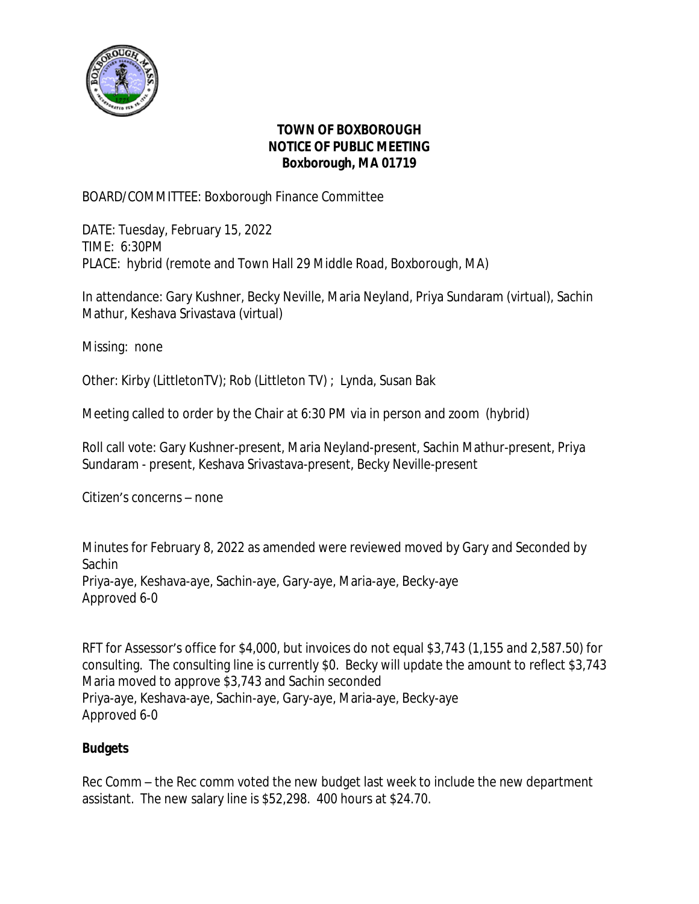**TOWN OF BOXBOROUGH**
**NOTICE OF PUBLIC MEETING**
**Boxborough, MA 01719**

BOARD/COMMITTEE: Boxborough Finance Committee

DATE: Tuesday, February 15, 2022
TIME: 6:30PM
PLACE: hybrid (remote and Town Hall 29 Middle Road, Boxborough, MA)

In attendance: Gary Kushner, Becky Neville, Maria Neyland, Priya Sundaram (virtual), Sachin Mathur, Keshava Srivastava (virtual)

Missing: none

Other: Kirby (LittletonTV); Rob (Littleton TV) ; Lynda, Susan Bak

Meeting called to order by the Chair at 6:30 PM via in person and zoom (hybrid)

Roll call vote: Gary Kushner-present, Maria Neyland-present, Sachin Mathur-present, Priya Sundaram - present, Keshava Srivastava-present, Becky Neville-present

Citizen's concerns – none

Minutes for February 8, 2022 as amended were reviewed moved by Gary and Seconded by Sachin
Priya-aye, Keshava-aye, Sachin-aye, Gary-aye, Maria-aye, Becky-aye
Approved 6-0

RFT for Assessor's office for $4,000, but invoices do not equal $3,743 (1,155 and 2,587.50) for consulting. The consulting line is currently $0. Becky will update the amount to reflect $3,743
Maria moved to approve $3,743 and Sachin seconded
Priya-aye, Keshava-aye, Sachin-aye, Gary-aye, Maria-aye, Becky-aye
Approved 6-0

**Budgets**

Rec Comm – the Rec comm voted the new budget last week to include the new department assistant. The new salary line is $52,298. 400 hours at $24.70.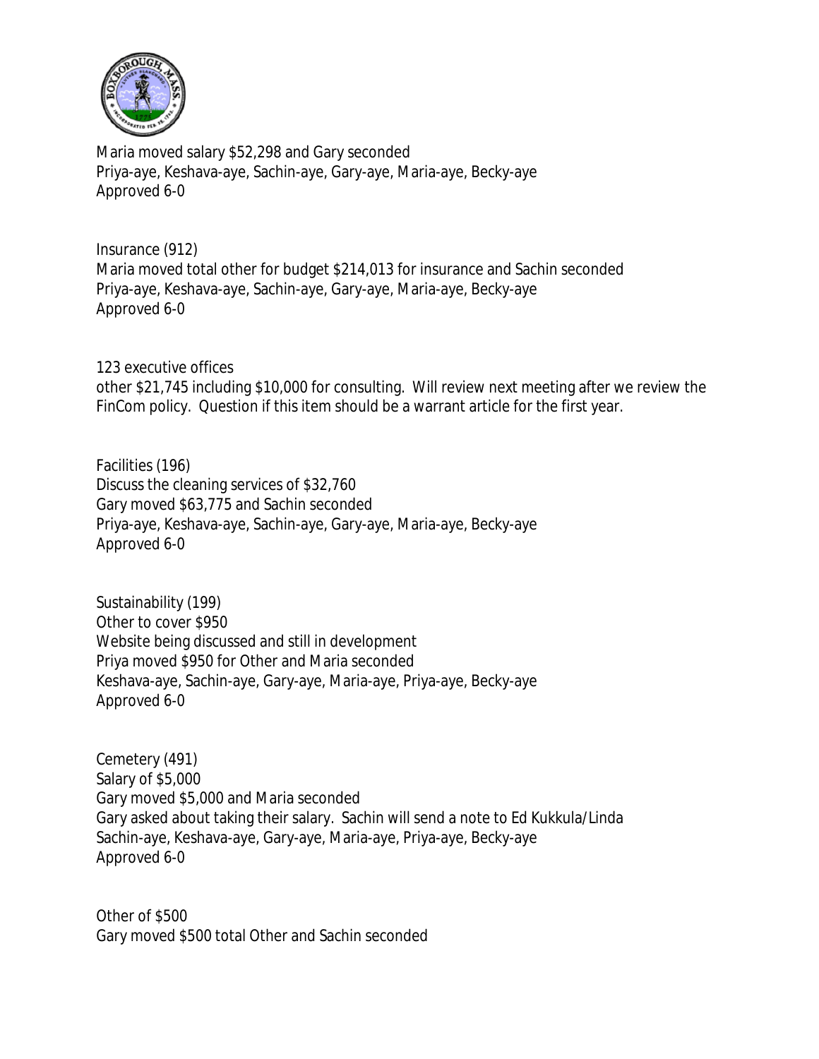Maria moved salary $52,298 and Gary seconded
Priya-aye, Keshava-aye, Sachin-aye, Gary-aye, Maria-aye, Becky-aye
Approved 6-0

Insurance (912)
Maria moved total other for budget $214,013 for insurance and Sachin seconded
Priya-aye, Keshava-aye, Sachin-aye, Gary-aye, Maria-aye, Becky-aye
Approved 6-0

123 executive offices
other $21,745 including $10,000 for consulting. Will review next meeting after we review the FinCom policy. Question if this item should be a warrant article for the first year.

Facilities (196)
Discuss the cleaning services of $32,760
Gary moved $63,775 and Sachin seconded
Priya-aye, Keshava-aye, Sachin-aye, Gary-aye, Maria-aye, Becky-aye
Approved 6-0

Sustainability (199)
Other to cover $950
Website being discussed and still in development
Priya moved $950 for Other and Maria seconded
Keshava-aye, Sachin-aye, Gary-aye, Maria-aye, Priya-aye, Becky-aye
Approved 6-0

Cemetery (491)
Salary of $5,000
Gary moved $5,000 and Maria seconded
Gary asked about taking their salary. Sachin will send a note to Ed Kukkula/Linda
Sachin-aye, Keshava-aye, Gary-aye, Maria-aye, Priya-aye, Becky-aye
Approved 6-0

Other of $500
Gary moved $500 total Other and Sachin seconded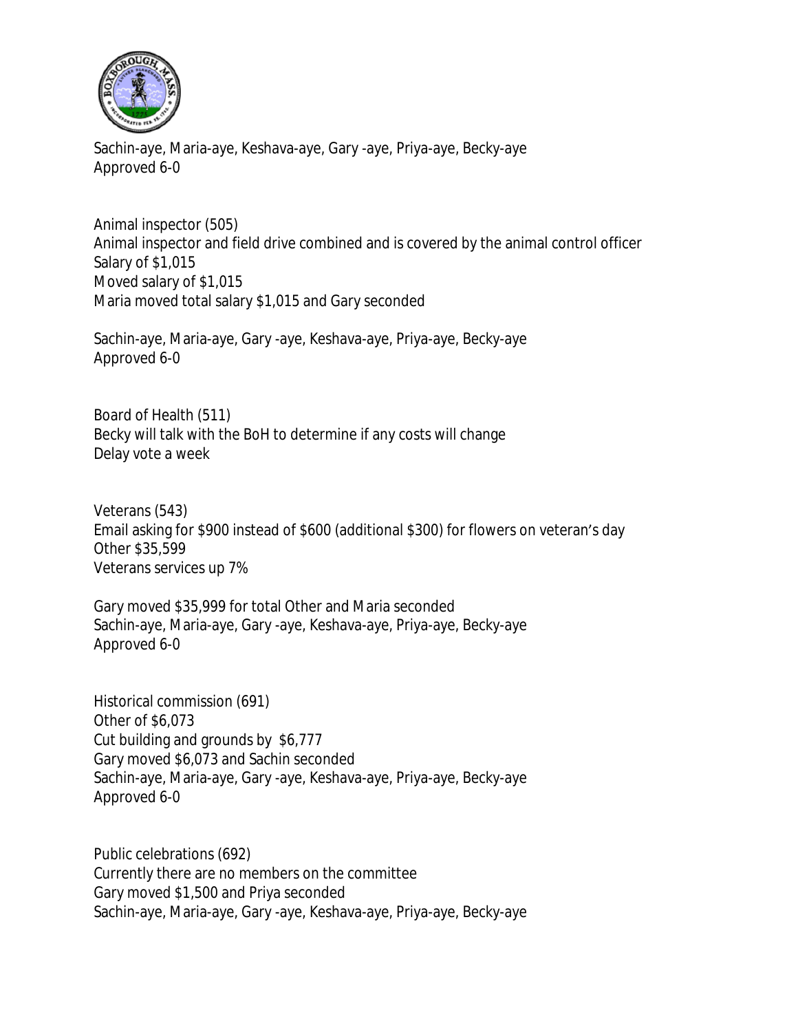Sachin-aye, Maria-aye, Keshava-aye, Gary -aye, Priya-aye, Becky-aye
Approved 6-0

Animal inspector (505)
Animal inspector and field drive combined and is covered by the animal control officer
Salary of $1,015
Moved salary of $1,015
Maria moved total salary $1,015 and Gary seconded

Sachin-aye, Maria-aye, Gary -aye, Keshava-aye, Priya-aye, Becky-aye
Approved 6-0

Board of Health (511)
Becky will talk with the BoH to determine if any costs will change
Delay vote a week

Veterans (543)
Email asking for $900 instead of $600 (additional $300) for flowers on veteran's day
Other $35,599
Veterans services up 7%

Gary moved $35,999 for total Other and Maria seconded
Sachin-aye, Maria-aye, Gary -aye, Keshava-aye, Priya-aye, Becky-aye
Approved 6-0

Historical commission (691)
Other of $6,073
Cut building and grounds by $6,777
Gary moved $6,073 and Sachin seconded
Sachin-aye, Maria-aye, Gary -aye, Keshava-aye, Priya-aye, Becky-aye
Approved 6-0

Public celebrations (692)
Currently there are no members on the committee
Gary moved $1,500 and Priya seconded
Sachin-aye, Maria-aye, Gary -aye, Keshava-aye, Priya-aye, Becky-aye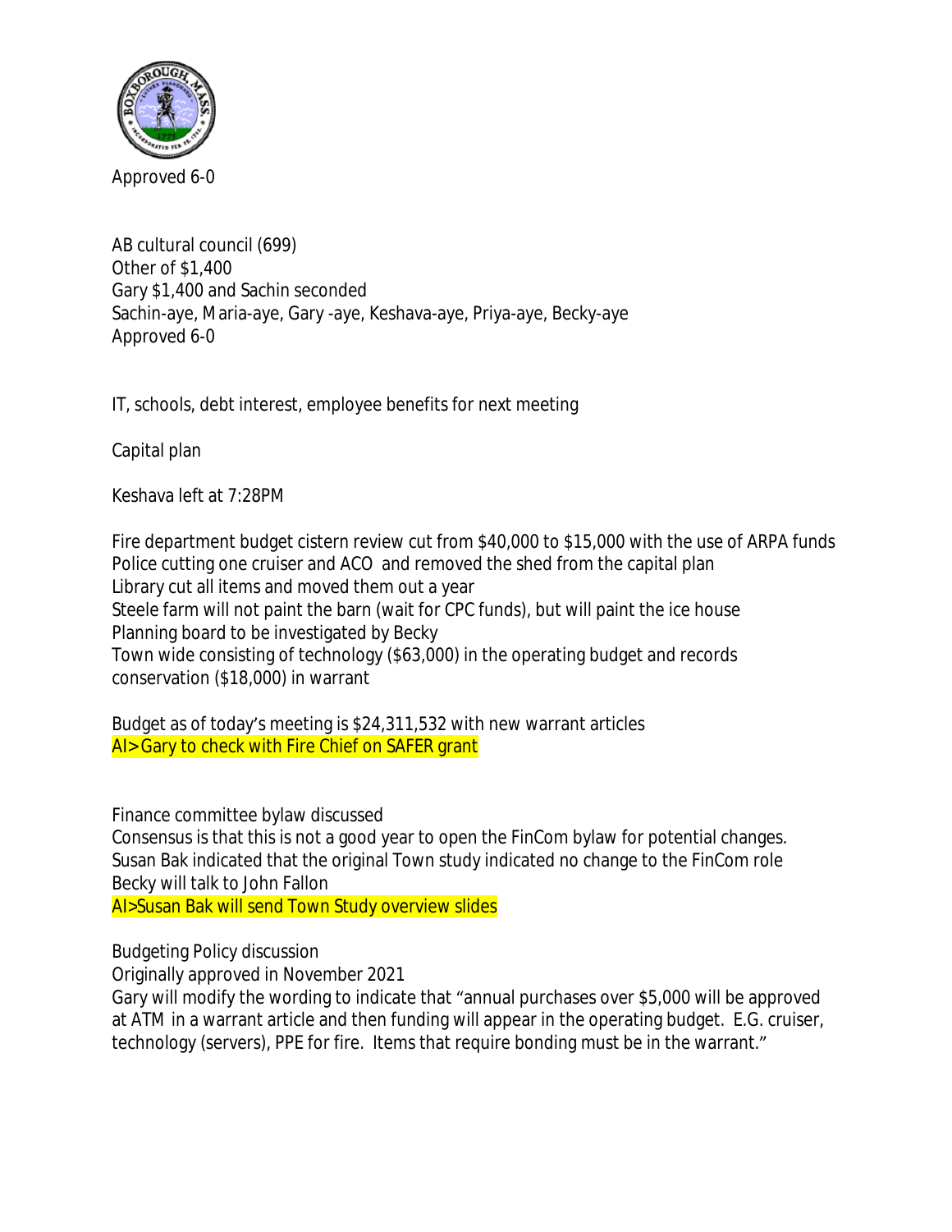Approved 6-0

AB cultural council (699)
Other of $1,400
Gary $1,400 and Sachin seconded
Sachin-aye, Maria-aye, Gary -aye, Keshava-aye, Priya-aye, Becky-aye
Approved 6-0

IT, schools, debt interest, employee benefits for next meeting

Capital plan

Keshava left at 7:28PM

Fire department budget cistern review cut from $40,000 to $15,000 with the use of ARPA funds
Police cutting one cruiser and ACO and removed the shed from the capital plan
Library cut all items and moved them out a year
Steele farm will not paint the barn (wait for CPC funds), but will paint the ice house
Planning board to be investigated by Becky
Town wide consisting of technology ($63,000) in the operating budget and records conservation ($18,000) in warrant

Budget as of today's meeting is $24,311,532 with new warrant articles
AI>Gary to check with Fire Chief on SAFER grant

Finance committee bylaw discussed
Consensus is that this is not a good year to open the FinCom bylaw for potential changes.
Susan Bak indicated that the original Town study indicated no change to the FinCom role
Becky will talk to John Fallon
AI>Susan Bak will send Town Study overview slides

Budgeting Policy discussion
Originally approved in November 2021
Gary will modify the wording to indicate that "annual purchases over $5,000 will be approved at ATM in a warrant article and then funding will appear in the operating budget. E.G. cruiser, technology (servers), PPE for fire. Items that require bonding must be in the warrant."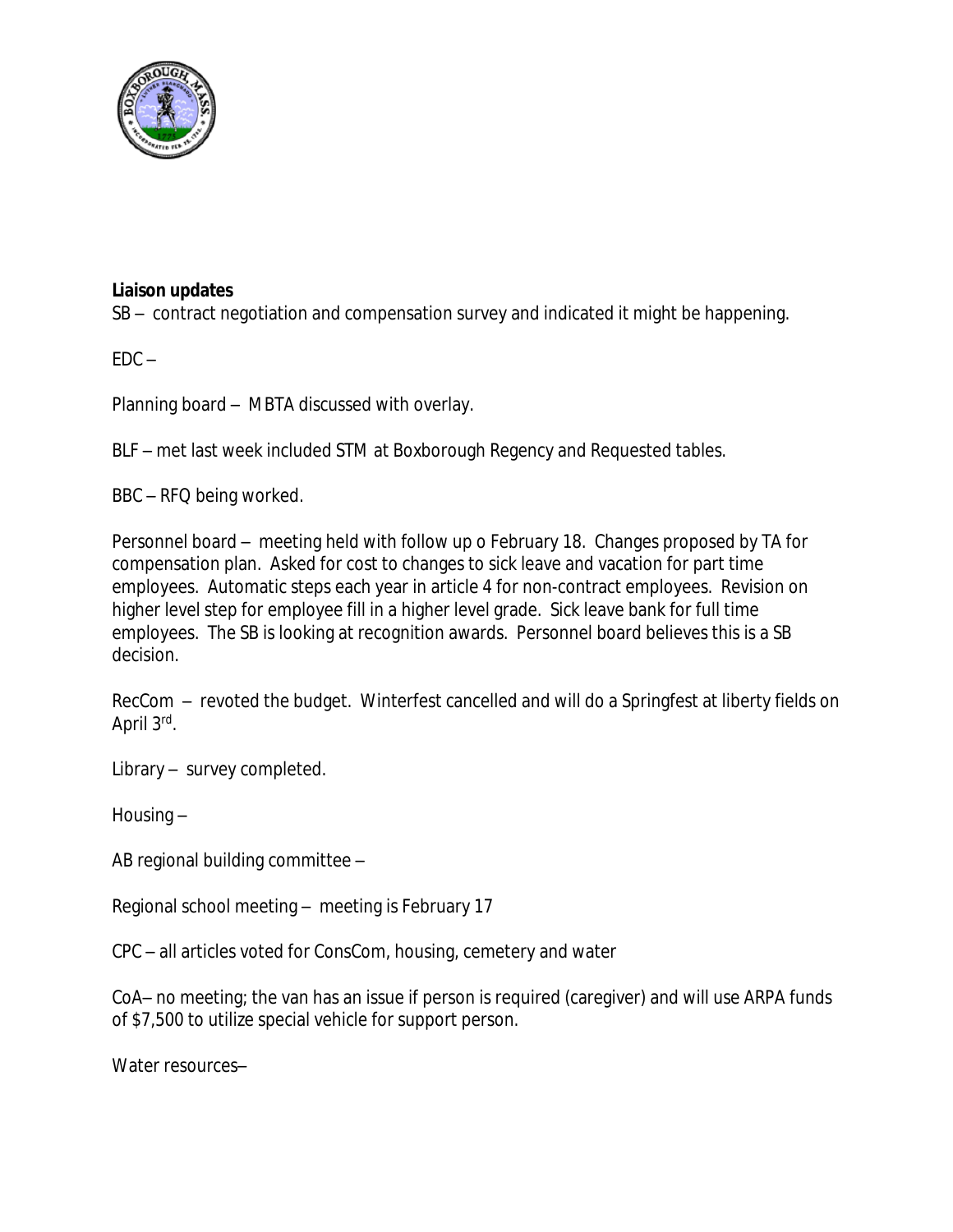**Liaison updates**

SB – contract negotiation and compensation survey and indicated it might be happening.

EDC –

Planning board – MBTA discussed with overlay.

BLF – met last week included STM at Boxborough Regency and Requested tables.

BBC – RFQ being worked.

Personnel board – meeting held with follow up o February 18. Changes proposed by TA for compensation plan. Asked for cost to changes to sick leave and vacation for part time employees. Automatic steps each year in article 4 for non-contract employees. Revision on higher level step for employee fill in a higher level grade. Sick leave bank for full time employees. The SB is looking at recognition awards. Personnel board believes this is a SB decision.

RecCom – revoted the budget. Winterfest cancelled and will do a Springfest at liberty fields on April 3rd.

Library – survey completed.

Housing –

AB regional building committee –

Regional school meeting – meeting is February 17

CPC – all articles voted for ConsCom, housing, cemetery and water

CoA– no meeting; the van has an issue if person is required (caregiver) and will use ARPA funds of $7,500 to utilize special vehicle for support person.

Water resources–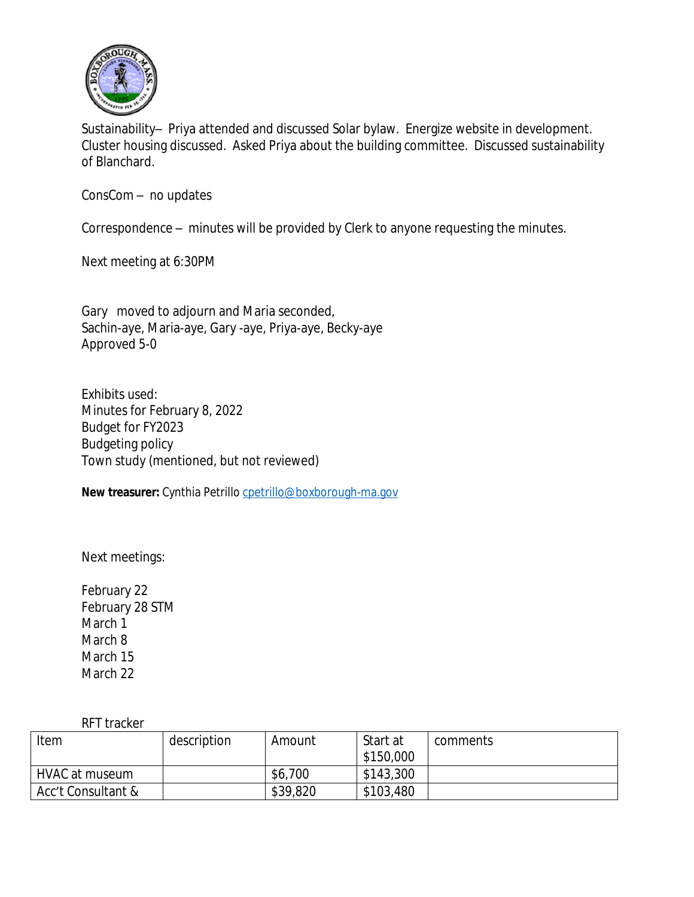Sustainability– Priya attended and discussed Solar bylaw. Energize website in development. Cluster housing discussed. Asked Priya about the building committee. Discussed sustainability of Blanchard.

ConsCom – no updates

Correspondence – minutes will be provided by Clerk to anyone requesting the minutes.

Next meeting at 6:30PM

Gary moved to adjourn and Maria seconded,
Sachin-aye, Maria-aye, Gary -aye, Priya-aye, Becky-aye
Approved 5-0

Exhibits used:
Minutes for February 8, 2022
Budget for FY2023
Budgeting policy
Town study (mentioned, but not reviewed)

**New treasurer:** Cynthia Petrillo cpetrillo@boxborough-ma.gov

Next meetings:

February 22
February 28 STM
March 1
March 8
March 15
March 22

RFT tracker

| Item | description | Amount | Start at $150,000 | comments |
|---|---|---|---|---|
| HVAC at museum | | $6,700 | $143,300 | |
| Acc't Consultant & | | $39,820 | $103,480 | |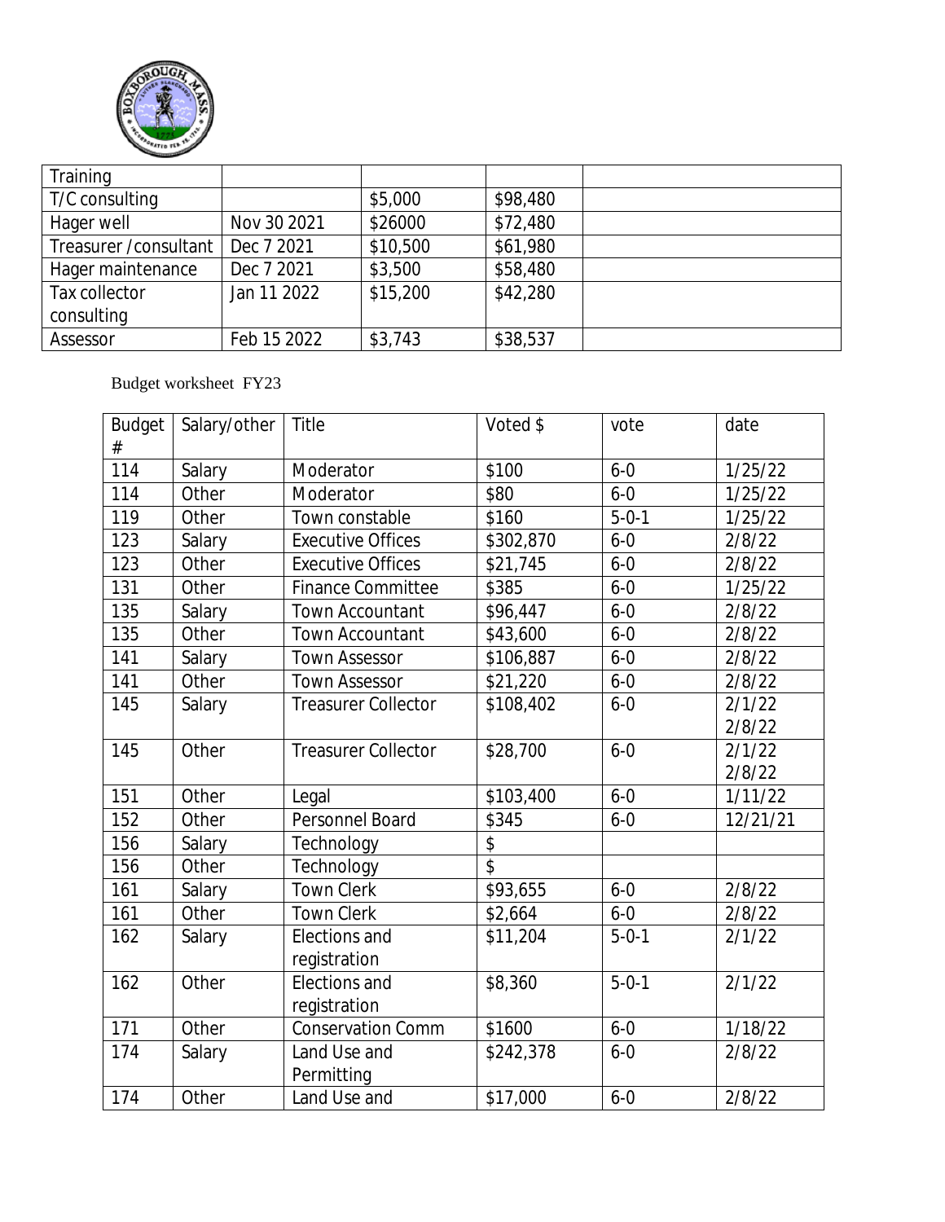| Training | | | | |
|---|---|---|---|---|
| T/C consulting | | $5,000 | $98,480 | |
| Hager well | Nov 30 2021 | $26000 | $72,480 | |
| Treasurer /consultant | Dec 7 2021 | $10,500 | $61,980 | |
| Hager maintenance | Dec 7 2021 | $3,500 | $58,480 | |
| Tax collector consulting | Jan 11 2022 | $15,200 | $42,280 | |
| Assessor | Feb 15 2022 | $3,743 | $38,537 | |

Budget worksheet FY23

| Budget # | Salary/other | Title | Voted $ | vote | date |
|---|---|---|---|---|---|
| 114 | Salary | Moderator | $100 | 6-0 | 1/25/22 |
| 114 | Other | Moderator | $80 | 6-0 | 1/25/22 |
| 119 | Other | Town constable | $160 | 5-0-1 | 1/25/22 |
| 123 | Salary | Executive Offices | $302,870 | 6-0 | 2/8/22 |
| 123 | Other | Executive Offices | $21,745 | 6-0 | 2/8/22 |
| 131 | Other | Finance Committee | $385 | 6-0 | 1/25/22 |
| 135 | Salary | Town Accountant | $96,447 | 6-0 | 2/8/22 |
| 135 | Other | Town Accountant | $43,600 | 6-0 | 2/8/22 |
| 141 | Salary | Town Assessor | $106,887 | 6-0 | 2/8/22 |
| 141 | Other | Town Assessor | $21,220 | 6-0 | 2/8/22 |
| 145 | Salary | Treasurer Collector | $108,402 | 6-0 | 2/1/22 2/8/22 |
| 145 | Other | Treasurer Collector | $28,700 | 6-0 | 2/1/22 2/8/22 |
| 151 | Other | Legal | $103,400 | 6-0 | 1/11/22 |
| 152 | Other | Personnel Board | $345 | 6-0 | 12/21/21 |
| 156 | Salary | Technology | $ | | |
| 156 | Other | Technology | $ | | |
| 161 | Salary | Town Clerk | $93,655 | 6-0 | 2/8/22 |
| 161 | Other | Town Clerk | $2,664 | 6-0 | 2/8/22 |
| 162 | Salary | Elections and registration | $11,204 | 5-0-1 | 2/1/22 |
| 162 | Other | Elections and registration | $8,360 | 5-0-1 | 2/1/22 |
| 171 | Other | Conservation Comm | $1600 | 6-0 | 1/18/22 |
| 174 | Salary | Land Use and Permitting | $242,378 | 6-0 | 2/8/22 |
| 174 | Other | Land Use and | $17,000 | 6-0 | 2/8/22 |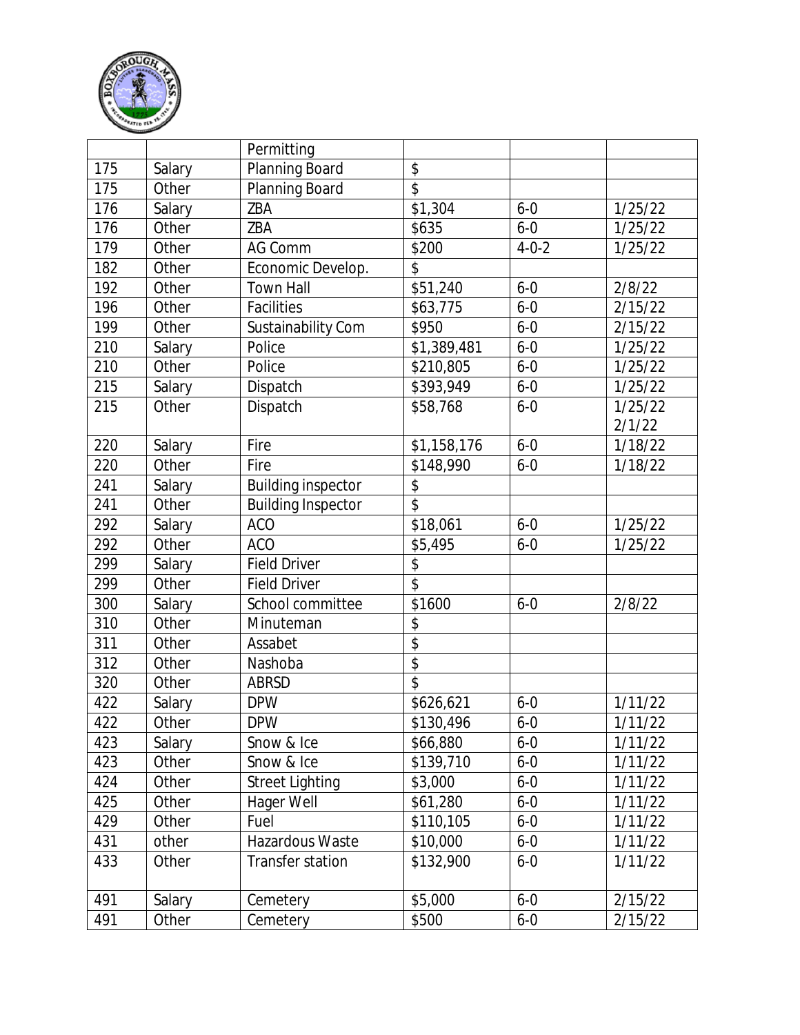| | | Permitting | | | |
|---|---|---|---|---|---|
| 175 | Salary | Planning Board | $ | | |
| 175 | Other | Planning Board | $ | | |
| 176 | Salary | ZBA | $1,304 | 6-0 | 1/25/22 |
| 176 | Other | ZBA | $635 | 6-0 | 1/25/22 |
| 179 | Other | AG Comm | $200 | 4-0-2 | 1/25/22 |
| 182 | Other | Economic Develop. | $ | | |
| 192 | Other | Town Hall | $51,240 | 6-0 | 2/8/22 |
| 196 | Other | Facilities | $63,775 | 6-0 | 2/15/22 |
| 199 | Other | Sustainability Com | $950 | 6-0 | 2/15/22 |
| 210 | Salary | Police | $1,389,481 | 6-0 | 1/25/22 |
| 210 | Other | Police | $210,805 | 6-0 | 1/25/22 |
| 215 | Salary | Dispatch | $393,949 | 6-0 | 1/25/22 |
| 215 | Other | Dispatch | $58,768 | 6-0 | 1/25/22 2/1/22 |
| 220 | Salary | Fire | $1,158,176 | 6-0 | 1/18/22 |
| 220 | Other | Fire | $148,990 | 6-0 | 1/18/22 |
| 241 | Salary | Building inspector | $ | | |
| 241 | Other | Building Inspector | $ | | |
| 292 | Salary | ACO | $18,061 | 6-0 | 1/25/22 |
| 292 | Other | ACO | $5,495 | 6-0 | 1/25/22 |
| 299 | Salary | Field Driver | $ | | |
| 299 | Other | Field Driver | $ | | |
| 300 | Salary | School committee | $1600 | 6-0 | 2/8/22 |
| 310 | Other | Minuteman | $ | | |
| 311 | Other | Assabet | $ | | |
| 312 | Other | Nashoba | $ | | |
| 320 | Other | ABRSD | $ | | |
| 422 | Salary | DPW | $626,621 | 6-0 | 1/11/22 |
| 422 | Other | DPW | $130,496 | 6-0 | 1/11/22 |
| 423 | Salary | Snow & Ice | $66,880 | 6-0 | 1/11/22 |
| 423 | Other | Snow & Ice | $139,710 | 6-0 | 1/11/22 |
| 424 | Other | Street Lighting | $3,000 | 6-0 | 1/11/22 |
| 425 | Other | Hager Well | $61,280 | 6-0 | 1/11/22 |
| 429 | Other | Fuel | $110,105 | 6-0 | 1/11/22 |
| 431 | other | Hazardous Waste | $10,000 | 6-0 | 1/11/22 |
| 433 | Other | Transfer station | $132,900 | 6-0 | 1/11/22 |
| 491 | Salary | Cemetery | $5,000 | 6-0 | 2/15/22 |
| 491 | Other | Cemetery | $500 | 6-0 | 2/15/22 |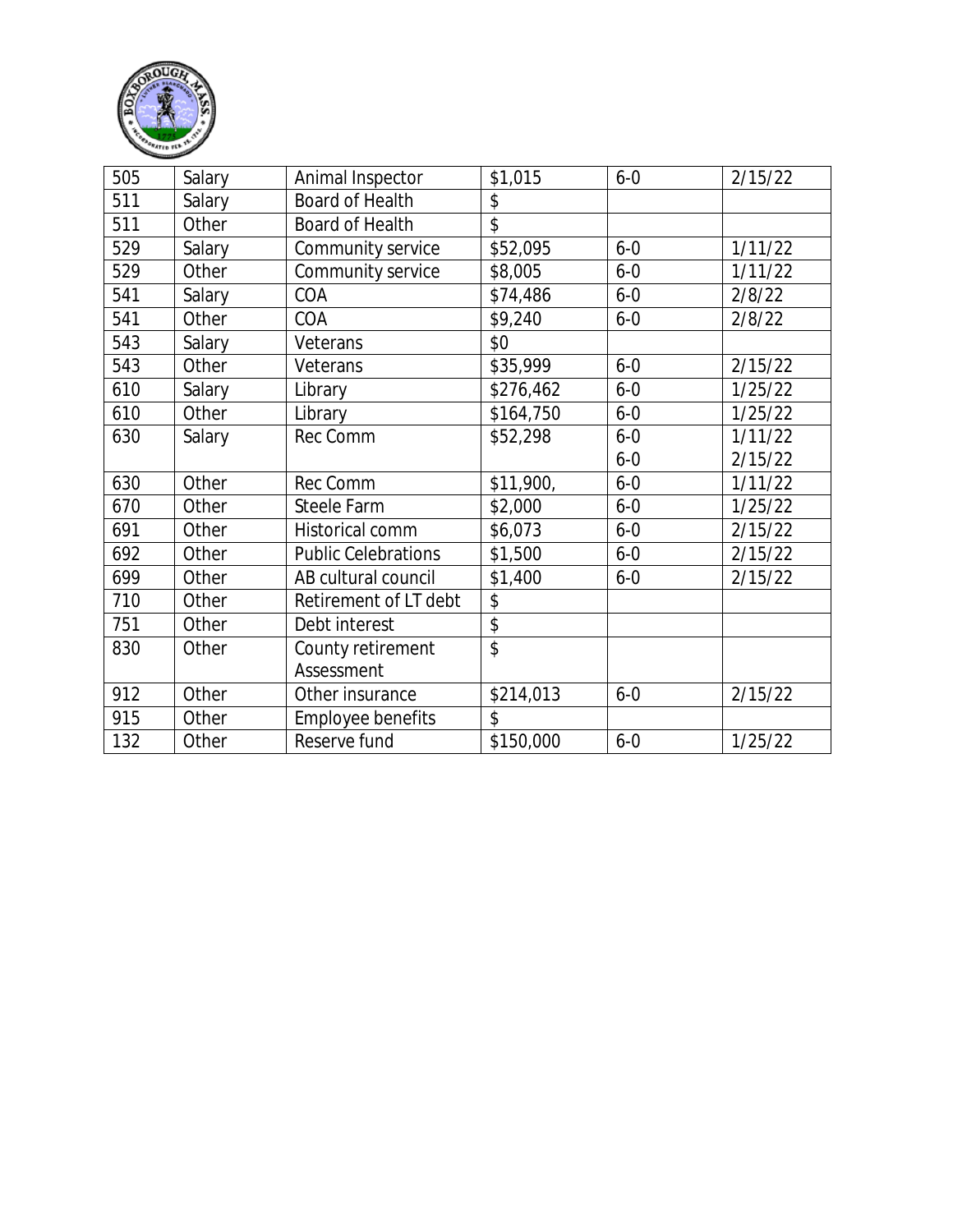| | | | | | |
|---|---|---|---|---|---|
| 505 | Salary | Animal Inspector | $1,015 | 6-0 | 2/15/22 |
| 511 | Salary | Board of Health | $ | | |
| 511 | Other | Board of Health | $ | | |
| 529 | Salary | Community service | $52,095 | 6-0 | 1/11/22 |
| 529 | Other | Community service | $8,005 | 6-0 | 1/11/22 |
| 541 | Salary | COA | $74,486 | 6-0 | 2/8/22 |
| 541 | Other | COA | $9,240 | 6-0 | 2/8/22 |
| 543 | Salary | Veterans | $0 | | |
| 543 | Other | Veterans | $35,999 | 6-0 | 2/15/22 |
| 610 | Salary | Library | $276,462 | 6-0 | 1/25/22 |
| 610 | Other | Library | $164,750 | 6-0 | 1/25/22 |
| 630 | Salary | Rec Comm | $52,298 | 6-0<br>6-0 | 1/11/22<br>2/15/22 |
| 630 | Other | Rec Comm | $11,900, | 6-0 | 1/11/22 |
| 670 | Other | Steele Farm | $2,000 | 6-0 | 1/25/22 |
| 691 | Other | Historical comm | $6,073 | 6-0 | 2/15/22 |
| 692 | Other | Public Celebrations | $1,500 | 6-0 | 2/15/22 |
| 699 | Other | AB cultural council | $1,400 | 6-0 | 2/15/22 |
| 710 | Other | Retirement of LT debt | $ | | |
| 751 | Other | Debt interest | $ | | |
| 830 | Other | County retirement Assessment | $ | | |
| 912 | Other | Other insurance | $214,013 | 6-0 | 2/15/22 |
| 915 | Other | Employee benefits | $ | | |
| 132 | Other | Reserve fund | $150,000 | 6-0 | 1/25/22 |